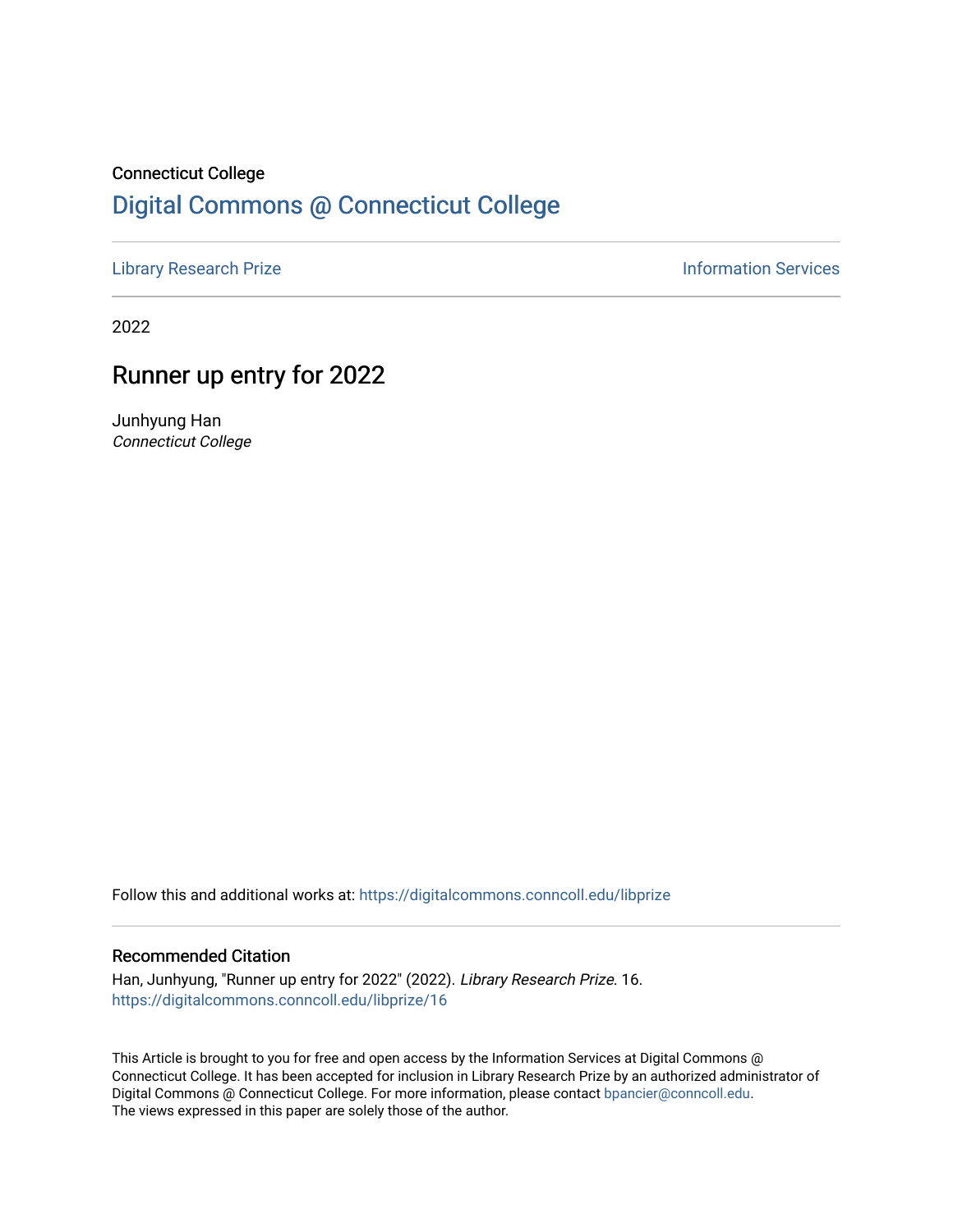Connecticut College

# Digital Commons @ Connecticut College

Library Research Prize | Information Services

2022

## Runner up entry for 2022

Junhyung Han
*Connecticut College*

Follow this and additional works at: https://digitalcommons.conncoll.edu/libprize

### Recommended Citation

Han, Junhyung, "Runner up entry for 2022" (2022). *Library Research Prize*. 16.
https://digitalcommons.conncoll.edu/libprize/16

This Article is brought to you for free and open access by the Information Services at Digital Commons @ Connecticut College. It has been accepted for inclusion in Library Research Prize by an authorized administrator of Digital Commons @ Connecticut College. For more information, please contact bpancier@conncoll.edu.
The views expressed in this paper are solely those of the author.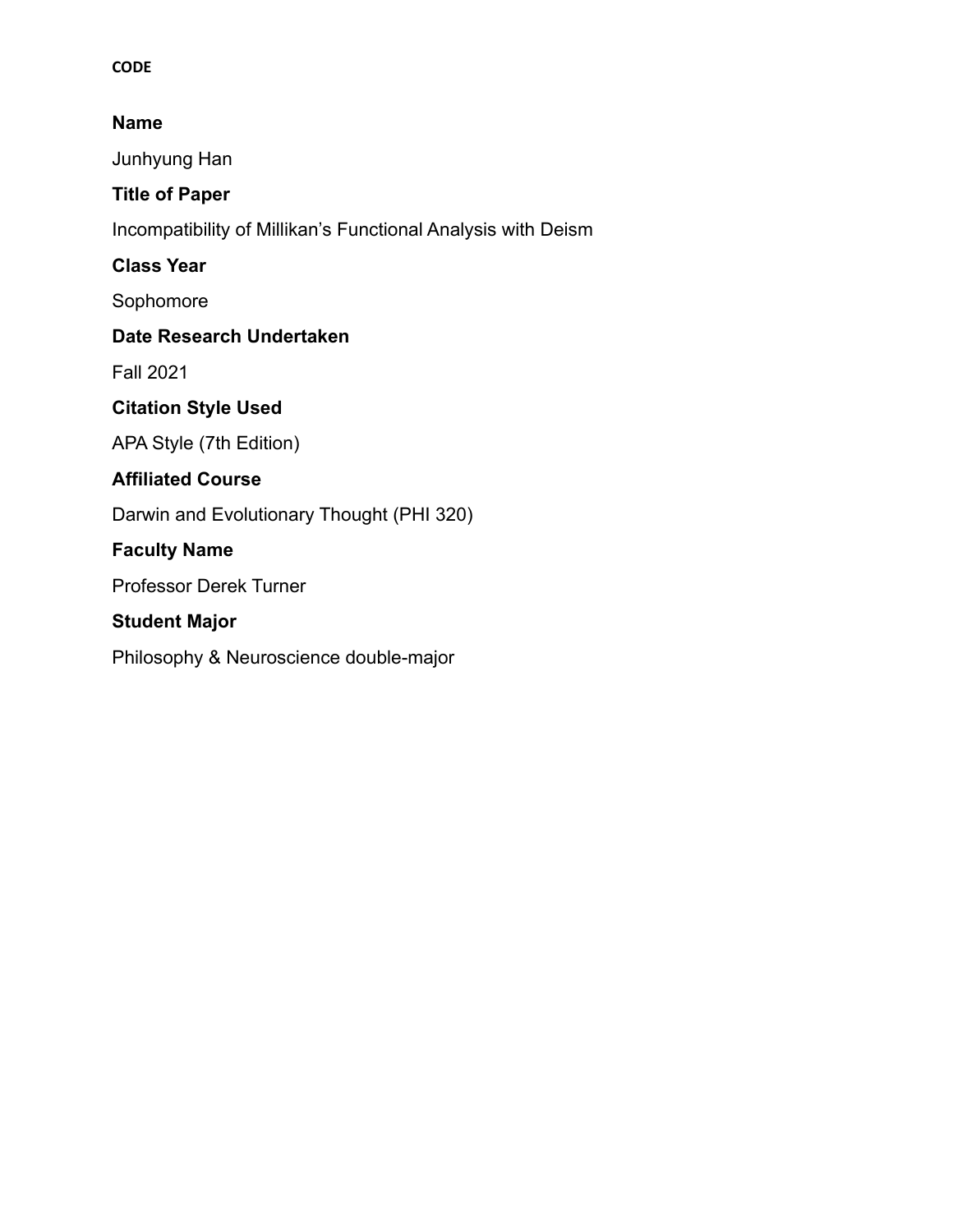**CODE**

**Name**

Junhyung Han

**Title of Paper**

Incompatibility of Millikan's Functional Analysis with Deism

**Class Year**

Sophomore

**Date Research Undertaken**

Fall 2021

**Citation Style Used**

APA Style (7th Edition)

**Affiliated Course**

Darwin and Evolutionary Thought (PHI 320)

**Faculty Name**

Professor Derek Turner

**Student Major**

Philosophy & Neuroscience double-major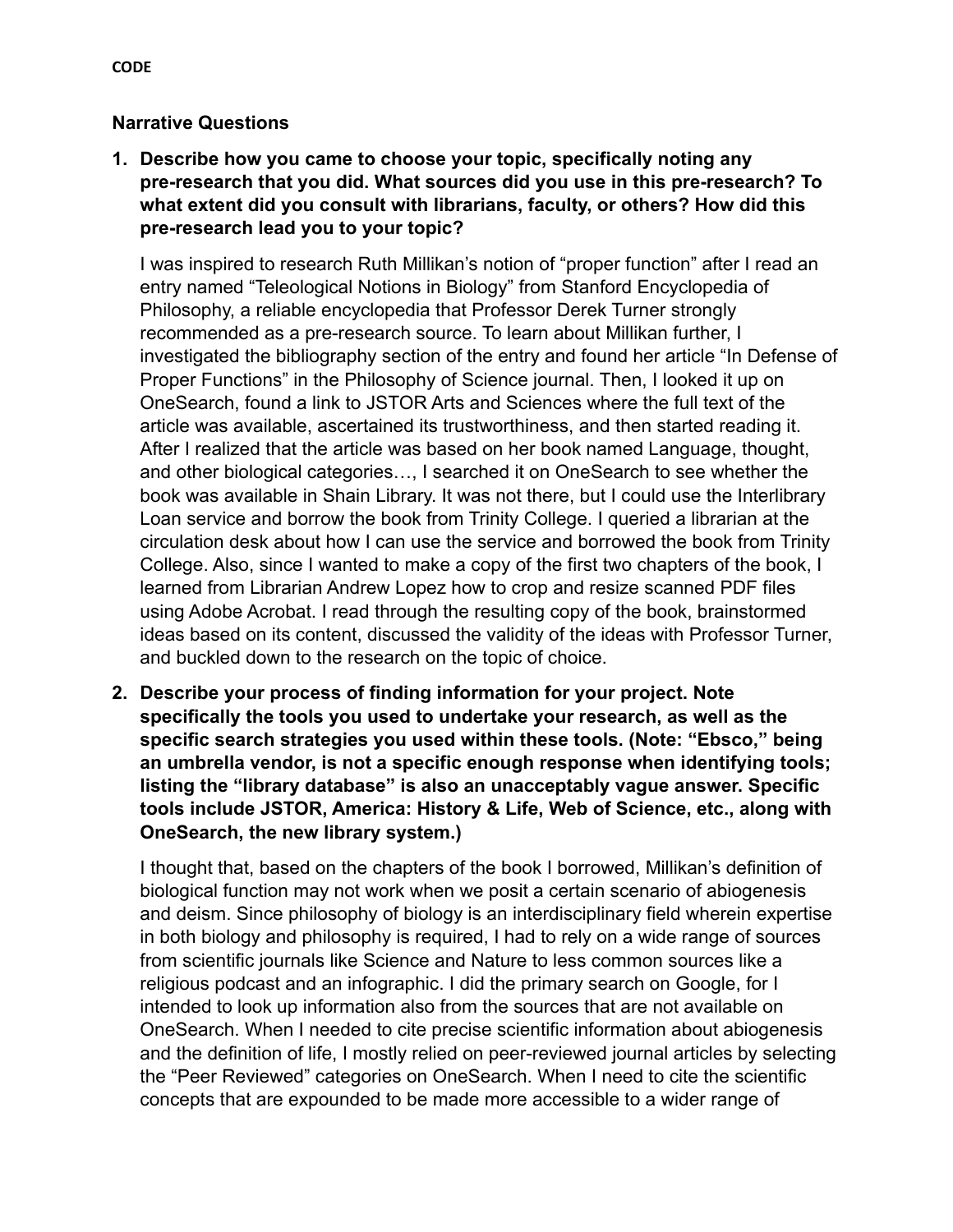**CODE**

### Narrative Questions

1. **Describe how you came to choose your topic, specifically noting any pre-research that you did. What sources did you use in this pre-research? To what extent did you consult with librarians, faculty, or others? How did this pre-research lead you to your topic?**

   I was inspired to research Ruth Millikan's notion of "proper function" after I read an entry named "Teleological Notions in Biology" from Stanford Encyclopedia of Philosophy, a reliable encyclopedia that Professor Derek Turner strongly recommended as a pre-research source. To learn about Millikan further, I investigated the bibliography section of the entry and found her article "In Defense of Proper Functions" in the Philosophy of Science journal. Then, I looked it up on OneSearch, found a link to JSTOR Arts and Sciences where the full text of the article was available, ascertained its trustworthiness, and then started reading it. After I realized that the article was based on her book named Language, thought, and other biological categories…, I searched it on OneSearch to see whether the book was available in Shain Library. It was not there, but I could use the Interlibrary Loan service and borrow the book from Trinity College. I queried a librarian at the circulation desk about how I can use the service and borrowed the book from Trinity College. Also, since I wanted to make a copy of the first two chapters of the book, I learned from Librarian Andrew Lopez how to crop and resize scanned PDF files using Adobe Acrobat. I read through the resulting copy of the book, brainstormed ideas based on its content, discussed the validity of the ideas with Professor Turner, and buckled down to the research on the topic of choice.

2. **Describe your process of finding information for your project. Note specifically the tools you used to undertake your research, as well as the specific search strategies you used within these tools. (Note: "Ebsco," being an umbrella vendor, is not a specific enough response when identifying tools; listing the "library database" is also an unacceptably vague answer. Specific tools include JSTOR, America: History & Life, Web of Science, etc., along with OneSearch, the new library system.)**

   I thought that, based on the chapters of the book I borrowed, Millikan's definition of biological function may not work when we posit a certain scenario of abiogenesis and deism. Since philosophy of biology is an interdisciplinary field wherein expertise in both biology and philosophy is required, I had to rely on a wide range of sources from scientific journals like Science and Nature to less common sources like a religious podcast and an infographic. I did the primary search on Google, for I intended to look up information also from the sources that are not available on OneSearch. When I needed to cite precise scientific information about abiogenesis and the definition of life, I mostly relied on peer-reviewed journal articles by selecting the "Peer Reviewed" categories on OneSearch. When I need to cite the scientific concepts that are expounded to be made more accessible to a wider range of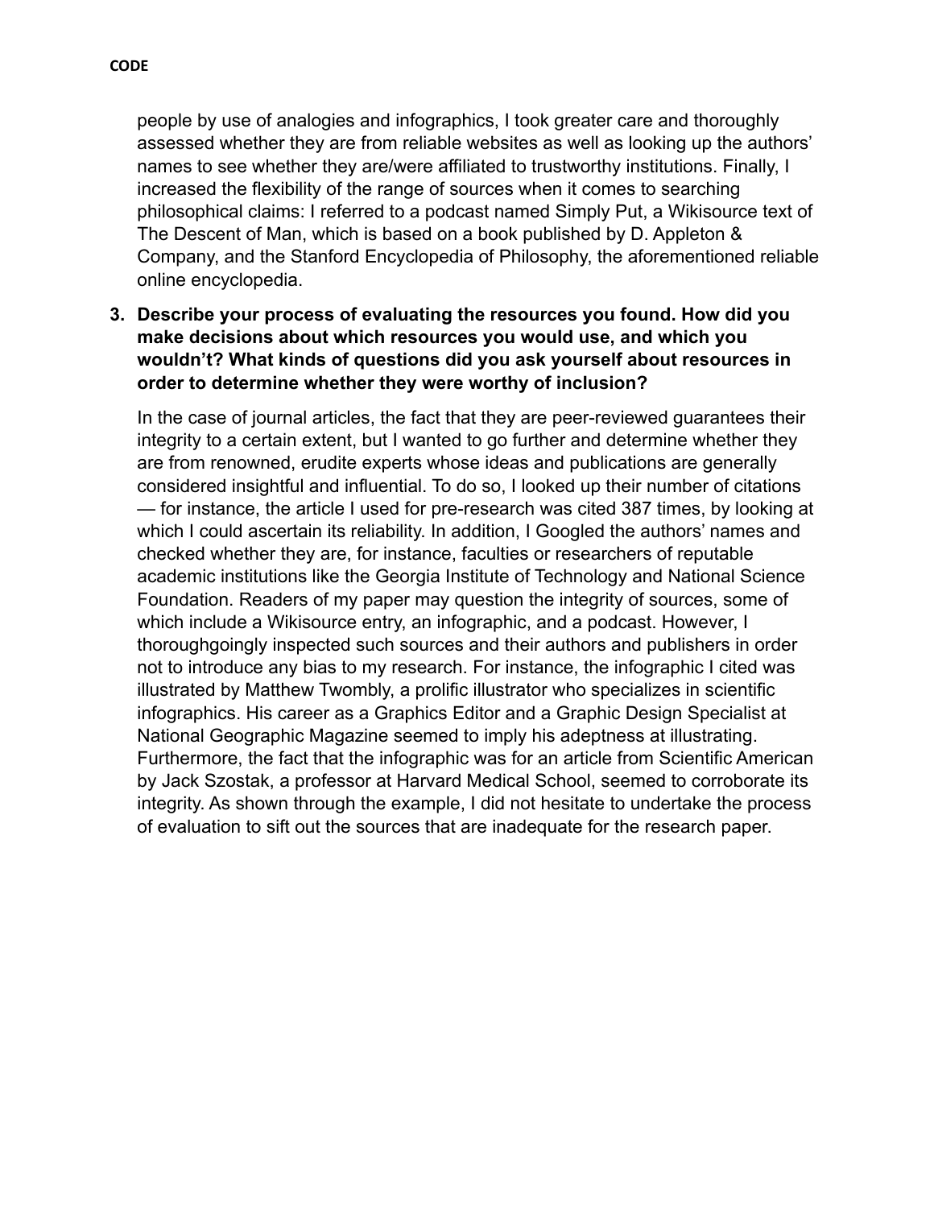people by use of analogies and infographics, I took greater care and thoroughly assessed whether they are from reliable websites as well as looking up the authors' names to see whether they are/were affiliated to trustworthy institutions. Finally, I increased the flexibility of the range of sources when it comes to searching philosophical claims: I referred to a podcast named Simply Put, a Wikisource text of The Descent of Man, which is based on a book published by D. Appleton & Company, and the Stanford Encyclopedia of Philosophy, the aforementioned reliable online encyclopedia.

3. **Describe your process of evaluating the resources you found. How did you make decisions about which resources you would use, and which you wouldn't? What kinds of questions did you ask yourself about resources in order to determine whether they were worthy of inclusion?**

   In the case of journal articles, the fact that they are peer-reviewed guarantees their integrity to a certain extent, but I wanted to go further and determine whether they are from renowned, erudite experts whose ideas and publications are generally considered insightful and influential. To do so, I looked up their number of citations — for instance, the article I used for pre-research was cited 387 times, by looking at which I could ascertain its reliability. In addition, I Googled the authors' names and checked whether they are, for instance, faculties or researchers of reputable academic institutions like the Georgia Institute of Technology and National Science Foundation. Readers of my paper may question the integrity of sources, some of which include a Wikisource entry, an infographic, and a podcast. However, I thoroughgoingly inspected such sources and their authors and publishers in order not to introduce any bias to my research. For instance, the infographic I cited was illustrated by Matthew Twombly, a prolific illustrator who specializes in scientific infographics. His career as a Graphics Editor and a Graphic Design Specialist at National Geographic Magazine seemed to imply his adeptness at illustrating. Furthermore, the fact that the infographic was for an article from Scientific American by Jack Szostak, a professor at Harvard Medical School, seemed to corroborate its integrity. As shown through the example, I did not hesitate to undertake the process of evaluation to sift out the sources that are inadequate for the research paper.